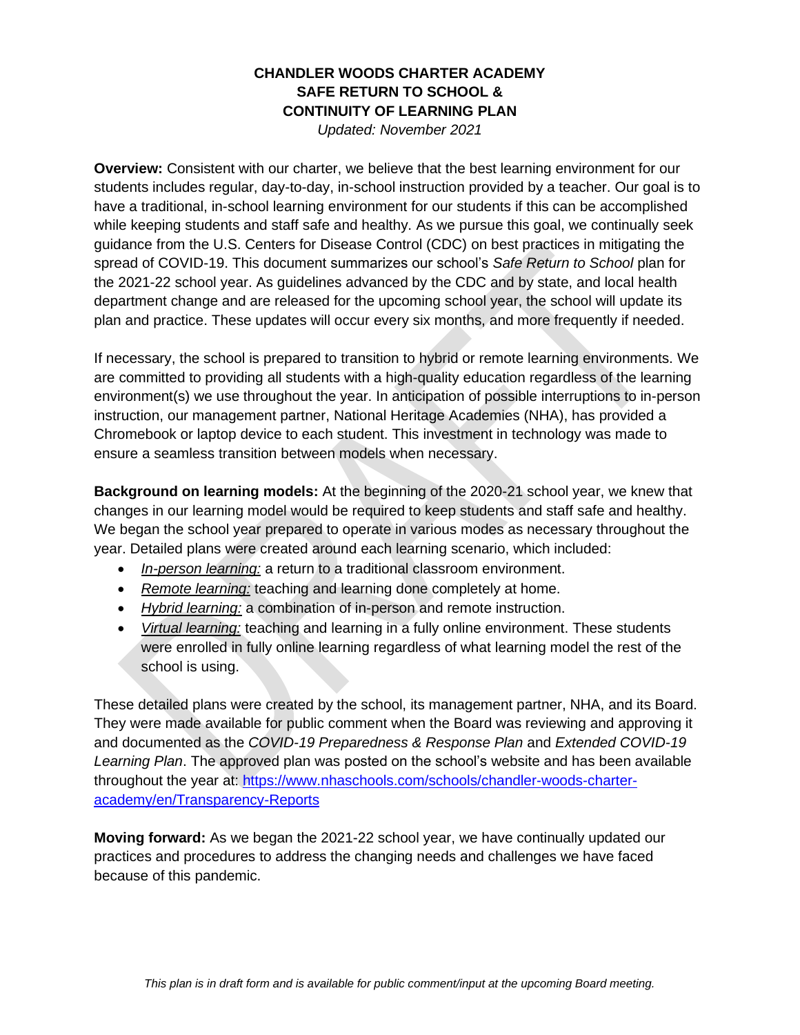# CHANDLER WOODS CHARTER ACADEMY
# SAFE RETURN TO SCHOOL &
# CONTINUITY OF LEARNING PLAN

*Updated: November 2021*

**Overview:** Consistent with our charter, we believe that the best learning environment for our students includes regular, day-to-day, in-school instruction provided by a teacher. Our goal is to have a traditional, in-school learning environment for our students if this can be accomplished while keeping students and staff safe and healthy. As we pursue this goal, we continually seek guidance from the U.S. Centers for Disease Control (CDC) on best practices in mitigating the spread of COVID-19. This document summarizes our school's *Safe Return to School* plan for the 2021-22 school year. As guidelines advanced by the CDC and by state, and local health department change and are released for the upcoming school year, the school will update its plan and practice. These updates will occur every six months, and more frequently if needed.

If necessary, the school is prepared to transition to hybrid or remote learning environments. We are committed to providing all students with a high-quality education regardless of the learning environment(s) we use throughout the year. In anticipation of possible interruptions to in-person instruction, our management partner, National Heritage Academies (NHA), has provided a Chromebook or laptop device to each student. This investment in technology was made to ensure a seamless transition between models when necessary.

**Background on learning models:** At the beginning of the 2020-21 school year, we knew that changes in our learning model would be required to keep students and staff safe and healthy. We began the school year prepared to operate in various modes as necessary throughout the year. Detailed plans were created around each learning scenario, which included:

- *In-person learning:* a return to a traditional classroom environment.
- *Remote learning:* teaching and learning done completely at home.
- *Hybrid learning:* a combination of in-person and remote instruction.
- *Virtual learning:* teaching and learning in a fully online environment. These students were enrolled in fully online learning regardless of what learning model the rest of the school is using.

These detailed plans were created by the school, its management partner, NHA, and its Board. They were made available for public comment when the Board was reviewing and approving it and documented as the *COVID-19 Preparedness & Response Plan* and *Extended COVID-19 Learning Plan*. The approved plan was posted on the school's website and has been available throughout the year at: https://www.nhaschools.com/schools/chandler-woods-charter-academy/en/Transparency-Reports

**Moving forward:** As we began the 2021-22 school year, we have continually updated our practices and procedures to address the changing needs and challenges we have faced because of this pandemic.

*This plan is in draft form and is available for public comment/input at the upcoming Board meeting.*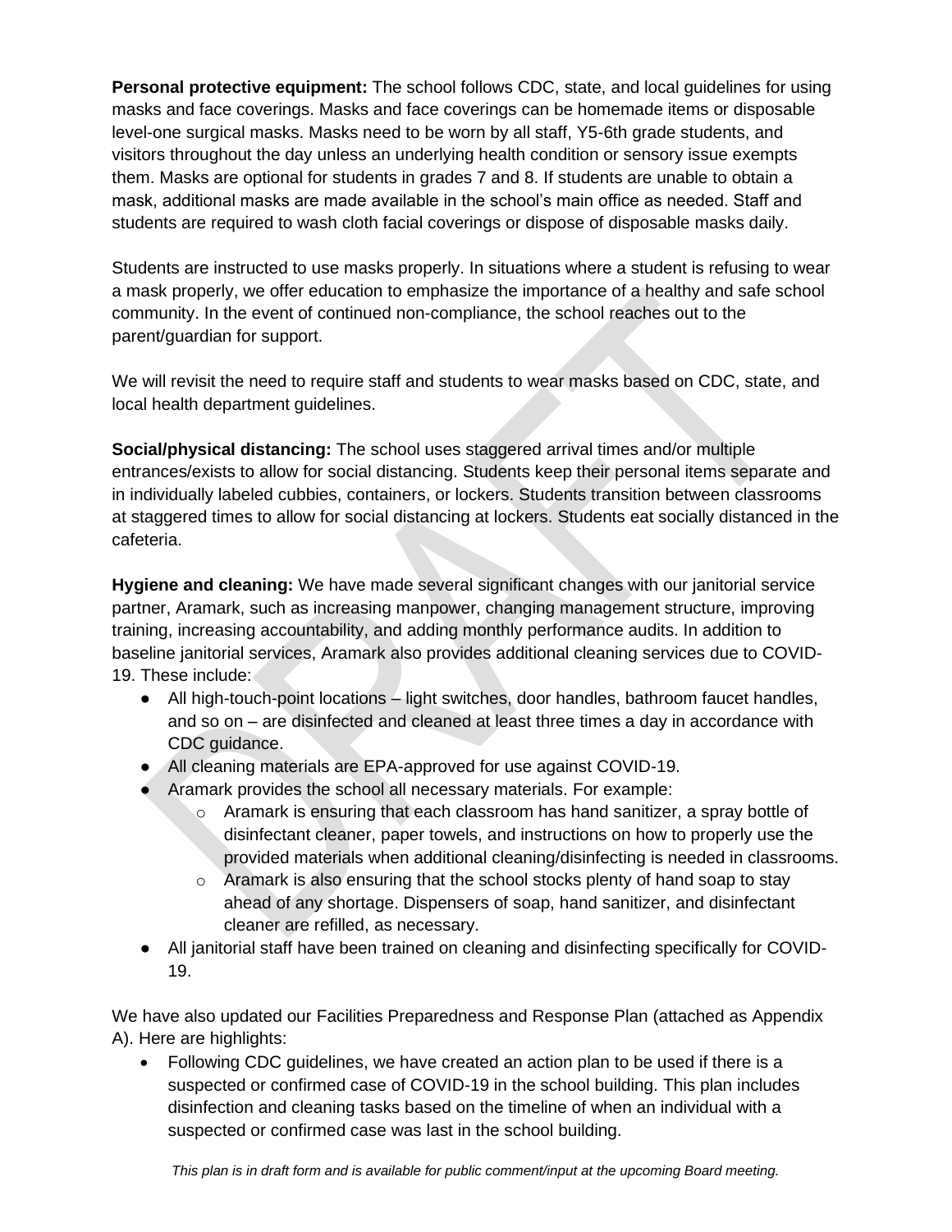**Personal protective equipment:** The school follows CDC, state, and local guidelines for using masks and face coverings. Masks and face coverings can be homemade items or disposable level-one surgical masks. Masks need to be worn by all staff, Y5-6th grade students, and visitors throughout the day unless an underlying health condition or sensory issue exempts them. Masks are optional for students in grades 7 and 8. If students are unable to obtain a mask, additional masks are made available in the school's main office as needed. Staff and students are required to wash cloth facial coverings or dispose of disposable masks daily.

Students are instructed to use masks properly. In situations where a student is refusing to wear a mask properly, we offer education to emphasize the importance of a healthy and safe school community. In the event of continued non-compliance, the school reaches out to the parent/guardian for support.

We will revisit the need to require staff and students to wear masks based on CDC, state, and local health department guidelines.

**Social/physical distancing:** The school uses staggered arrival times and/or multiple entrances/exists to allow for social distancing. Students keep their personal items separate and in individually labeled cubbies, containers, or lockers. Students transition between classrooms at staggered times to allow for social distancing at lockers. Students eat socially distanced in the cafeteria.

**Hygiene and cleaning:** We have made several significant changes with our janitorial service partner, Aramark, such as increasing manpower, changing management structure, improving training, increasing accountability, and adding monthly performance audits. In addition to baseline janitorial services, Aramark also provides additional cleaning services due to COVID-19. These include:

- All high-touch-point locations – light switches, door handles, bathroom faucet handles, and so on – are disinfected and cleaned at least three times a day in accordance with CDC guidance.
- All cleaning materials are EPA-approved for use against COVID-19.
- Aramark provides the school all necessary materials. For example:
  - Aramark is ensuring that each classroom has hand sanitizer, a spray bottle of disinfectant cleaner, paper towels, and instructions on how to properly use the provided materials when additional cleaning/disinfecting is needed in classrooms.
  - Aramark is also ensuring that the school stocks plenty of hand soap to stay ahead of any shortage. Dispensers of soap, hand sanitizer, and disinfectant cleaner are refilled, as necessary.
- All janitorial staff have been trained on cleaning and disinfecting specifically for COVID-19.

We have also updated our Facilities Preparedness and Response Plan (attached as Appendix A). Here are highlights:

- Following CDC guidelines, we have created an action plan to be used if there is a suspected or confirmed case of COVID-19 in the school building. This plan includes disinfection and cleaning tasks based on the timeline of when an individual with a suspected or confirmed case was last in the school building.

*This plan is in draft form and is available for public comment/input at the upcoming Board meeting.*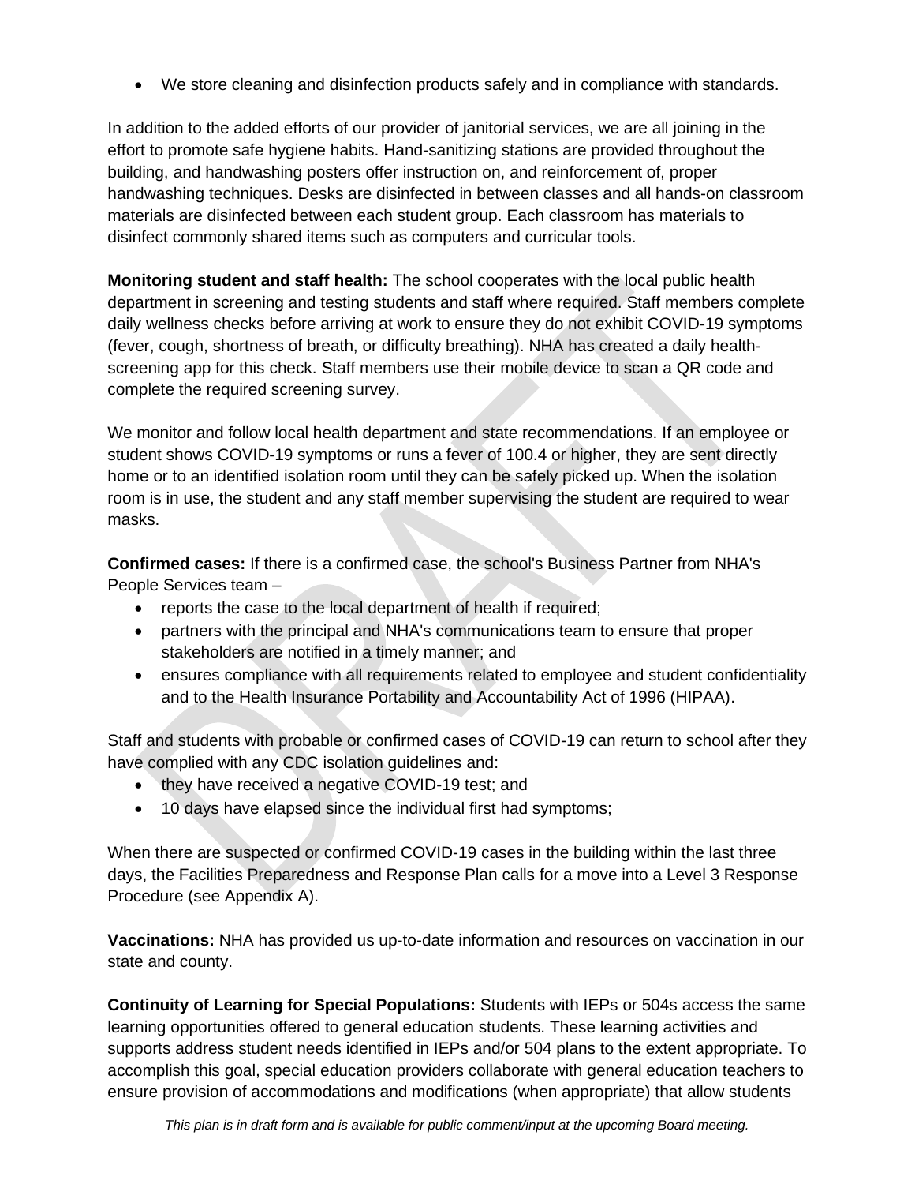- We store cleaning and disinfection products safely and in compliance with standards.

In addition to the added efforts of our provider of janitorial services, we are all joining in the effort to promote safe hygiene habits. Hand-sanitizing stations are provided throughout the building, and handwashing posters offer instruction on, and reinforcement of, proper handwashing techniques. Desks are disinfected in between classes and all hands-on classroom materials are disinfected between each student group. Each classroom has materials to disinfect commonly shared items such as computers and curricular tools.

**Monitoring student and staff health:** The school cooperates with the local public health department in screening and testing students and staff where required. Staff members complete daily wellness checks before arriving at work to ensure they do not exhibit COVID-19 symptoms (fever, cough, shortness of breath, or difficulty breathing). NHA has created a daily health-screening app for this check. Staff members use their mobile device to scan a QR code and complete the required screening survey.

We monitor and follow local health department and state recommendations. If an employee or student shows COVID-19 symptoms or runs a fever of 100.4 or higher, they are sent directly home or to an identified isolation room until they can be safely picked up. When the isolation room is in use, the student and any staff member supervising the student are required to wear masks.

**Confirmed cases:** If there is a confirmed case, the school's Business Partner from NHA's People Services team –

- reports the case to the local department of health if required;
- partners with the principal and NHA's communications team to ensure that proper stakeholders are notified in a timely manner; and
- ensures compliance with all requirements related to employee and student confidentiality and to the Health Insurance Portability and Accountability Act of 1996 (HIPAA).

Staff and students with probable or confirmed cases of COVID-19 can return to school after they have complied with any CDC isolation guidelines and:

- they have received a negative COVID-19 test; and
- 10 days have elapsed since the individual first had symptoms;

When there are suspected or confirmed COVID-19 cases in the building within the last three days, the Facilities Preparedness and Response Plan calls for a move into a Level 3 Response Procedure (see Appendix A).

**Vaccinations:** NHA has provided us up-to-date information and resources on vaccination in our state and county.

**Continuity of Learning for Special Populations:** Students with IEPs or 504s access the same learning opportunities offered to general education students. These learning activities and supports address student needs identified in IEPs and/or 504 plans to the extent appropriate. To accomplish this goal, special education providers collaborate with general education teachers to ensure provision of accommodations and modifications (when appropriate) that allow students

*This plan is in draft form and is available for public comment/input at the upcoming Board meeting.*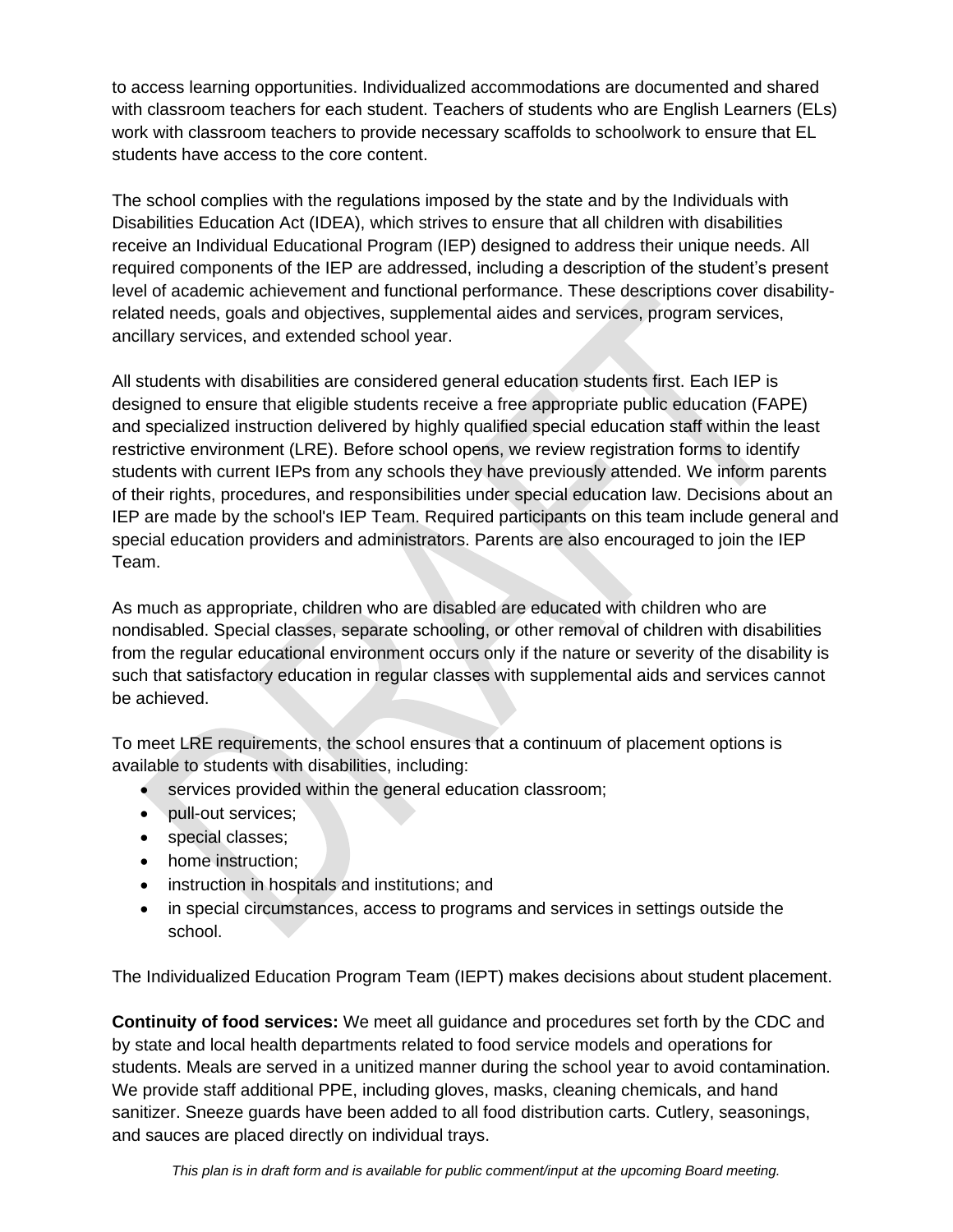to access learning opportunities. Individualized accommodations are documented and shared with classroom teachers for each student. Teachers of students who are English Learners (ELs) work with classroom teachers to provide necessary scaffolds to schoolwork to ensure that EL students have access to the core content.

The school complies with the regulations imposed by the state and by the Individuals with Disabilities Education Act (IDEA), which strives to ensure that all children with disabilities receive an Individual Educational Program (IEP) designed to address their unique needs. All required components of the IEP are addressed, including a description of the student's present level of academic achievement and functional performance. These descriptions cover disability-related needs, goals and objectives, supplemental aides and services, program services, ancillary services, and extended school year.

All students with disabilities are considered general education students first. Each IEP is designed to ensure that eligible students receive a free appropriate public education (FAPE) and specialized instruction delivered by highly qualified special education staff within the least restrictive environment (LRE). Before school opens, we review registration forms to identify students with current IEPs from any schools they have previously attended. We inform parents of their rights, procedures, and responsibilities under special education law. Decisions about an IEP are made by the school's IEP Team. Required participants on this team include general and special education providers and administrators. Parents are also encouraged to join the IEP Team.

As much as appropriate, children who are disabled are educated with children who are nondisabled. Special classes, separate schooling, or other removal of children with disabilities from the regular educational environment occurs only if the nature or severity of the disability is such that satisfactory education in regular classes with supplemental aids and services cannot be achieved.

To meet LRE requirements, the school ensures that a continuum of placement options is available to students with disabilities, including:

- services provided within the general education classroom;
- pull-out services;
- special classes;
- home instruction;
- instruction in hospitals and institutions; and
- in special circumstances, access to programs and services in settings outside the school.

The Individualized Education Program Team (IEPT) makes decisions about student placement.

**Continuity of food services:** We meet all guidance and procedures set forth by the CDC and by state and local health departments related to food service models and operations for students. Meals are served in a unitized manner during the school year to avoid contamination. We provide staff additional PPE, including gloves, masks, cleaning chemicals, and hand sanitizer. Sneeze guards have been added to all food distribution carts. Cutlery, seasonings, and sauces are placed directly on individual trays.

*This plan is in draft form and is available for public comment/input at the upcoming Board meeting.*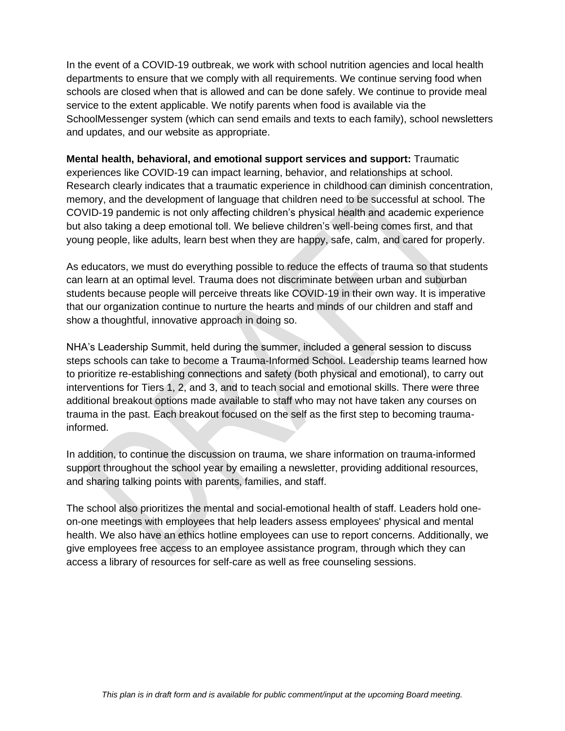In the event of a COVID-19 outbreak, we work with school nutrition agencies and local health departments to ensure that we comply with all requirements. We continue serving food when schools are closed when that is allowed and can be done safely. We continue to provide meal service to the extent applicable. We notify parents when food is available via the SchoolMessenger system (which can send emails and texts to each family), school newsletters and updates, and our website as appropriate.

**Mental health, behavioral, and emotional support services and support:** Traumatic experiences like COVID-19 can impact learning, behavior, and relationships at school. Research clearly indicates that a traumatic experience in childhood can diminish concentration, memory, and the development of language that children need to be successful at school. The COVID-19 pandemic is not only affecting children's physical health and academic experience but also taking a deep emotional toll. We believe children's well-being comes first, and that young people, like adults, learn best when they are happy, safe, calm, and cared for properly.

As educators, we must do everything possible to reduce the effects of trauma so that students can learn at an optimal level. Trauma does not discriminate between urban and suburban students because people will perceive threats like COVID-19 in their own way. It is imperative that our organization continue to nurture the hearts and minds of our children and staff and show a thoughtful, innovative approach in doing so.

NHA's Leadership Summit, held during the summer, included a general session to discuss steps schools can take to become a Trauma-Informed School. Leadership teams learned how to prioritize re-establishing connections and safety (both physical and emotional), to carry out interventions for Tiers 1, 2, and 3, and to teach social and emotional skills. There were three additional breakout options made available to staff who may not have taken any courses on trauma in the past. Each breakout focused on the self as the first step to becoming trauma-informed.

In addition, to continue the discussion on trauma, we share information on trauma-informed support throughout the school year by emailing a newsletter, providing additional resources, and sharing talking points with parents, families, and staff.

The school also prioritizes the mental and social-emotional health of staff. Leaders hold one-on-one meetings with employees that help leaders assess employees' physical and mental health. We also have an ethics hotline employees can use to report concerns. Additionally, we give employees free access to an employee assistance program, through which they can access a library of resources for self-care as well as free counseling sessions.

*This plan is in draft form and is available for public comment/input at the upcoming Board meeting.*